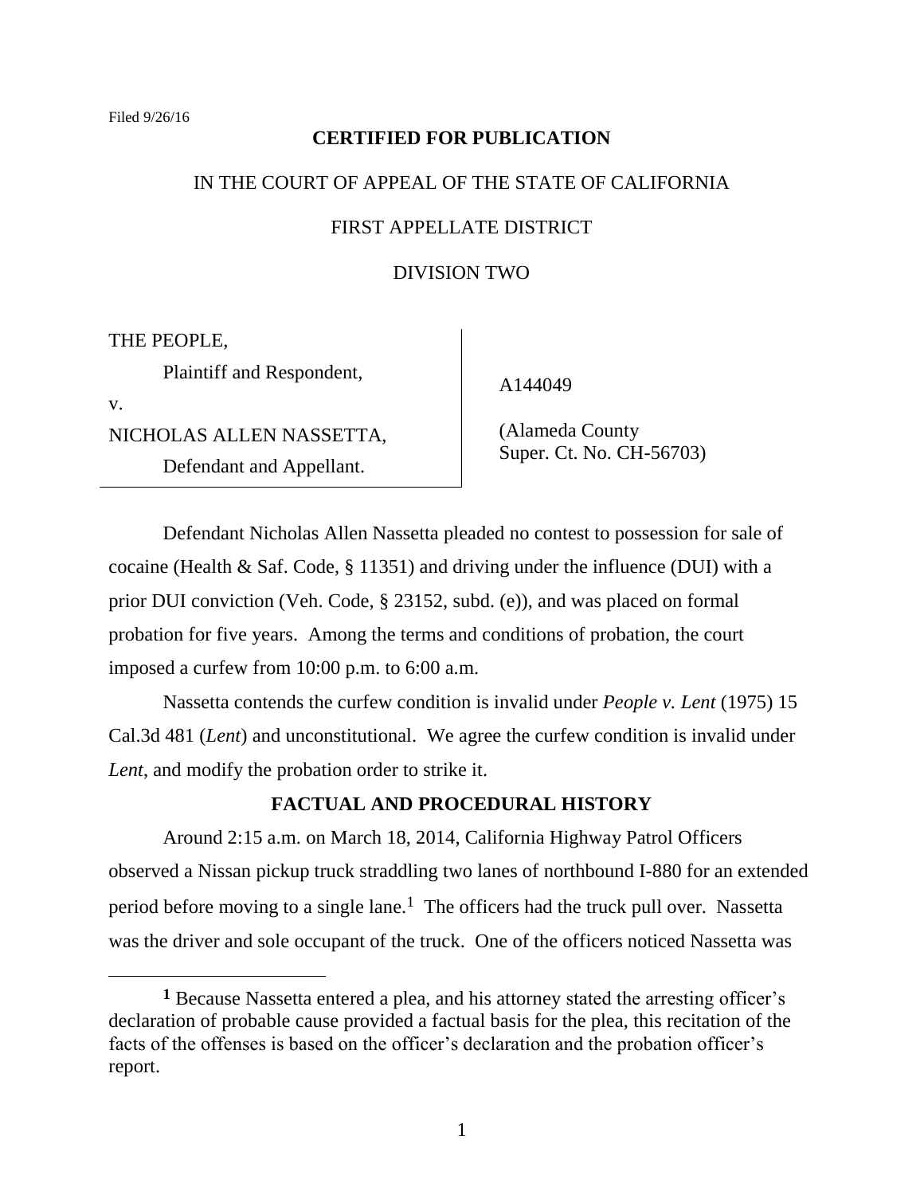Filed 9/26/16

**CERTIFIED FOR PUBLICATION**

IN THE COURT OF APPEAL OF THE STATE OF CALIFORNIA

FIRST APPELLATE DISTRICT

DIVISION TWO

| | |
|---|---|
| THE PEOPLE,<br>Plaintiff and Respondent,<br>v.<br>NICHOLAS ALLEN NASSETTA,<br>Defendant and Appellant. | A144049<br><br>(Alameda County<br>Super. Ct. No. CH-56703) |

Defendant Nicholas Allen Nassetta pleaded no contest to possession for sale of cocaine (Health & Saf. Code, § 11351) and driving under the influence (DUI) with a prior DUI conviction (Veh. Code, § 23152, subd. (e)), and was placed on formal probation for five years. Among the terms and conditions of probation, the court imposed a curfew from 10:00 p.m. to 6:00 a.m.

Nassetta contends the curfew condition is invalid under *People v. Lent* (1975) 15 Cal.3d 481 (*Lent*) and unconstitutional. We agree the curfew condition is invalid under *Lent*, and modify the probation order to strike it.

## FACTUAL AND PROCEDURAL HISTORY

Around 2:15 a.m. on March 18, 2014, California Highway Patrol Officers observed a Nissan pickup truck straddling two lanes of northbound I-880 for an extended period before moving to a single lane.[1] The officers had the truck pull over. Nassetta was the driver and sole occupant of the truck. One of the officers noticed Nassetta was

---

**1** Because Nassetta entered a plea, and his attorney stated the arresting officer's declaration of probable cause provided a factual basis for the plea, this recitation of the facts of the offenses is based on the officer's declaration and the probation officer's report.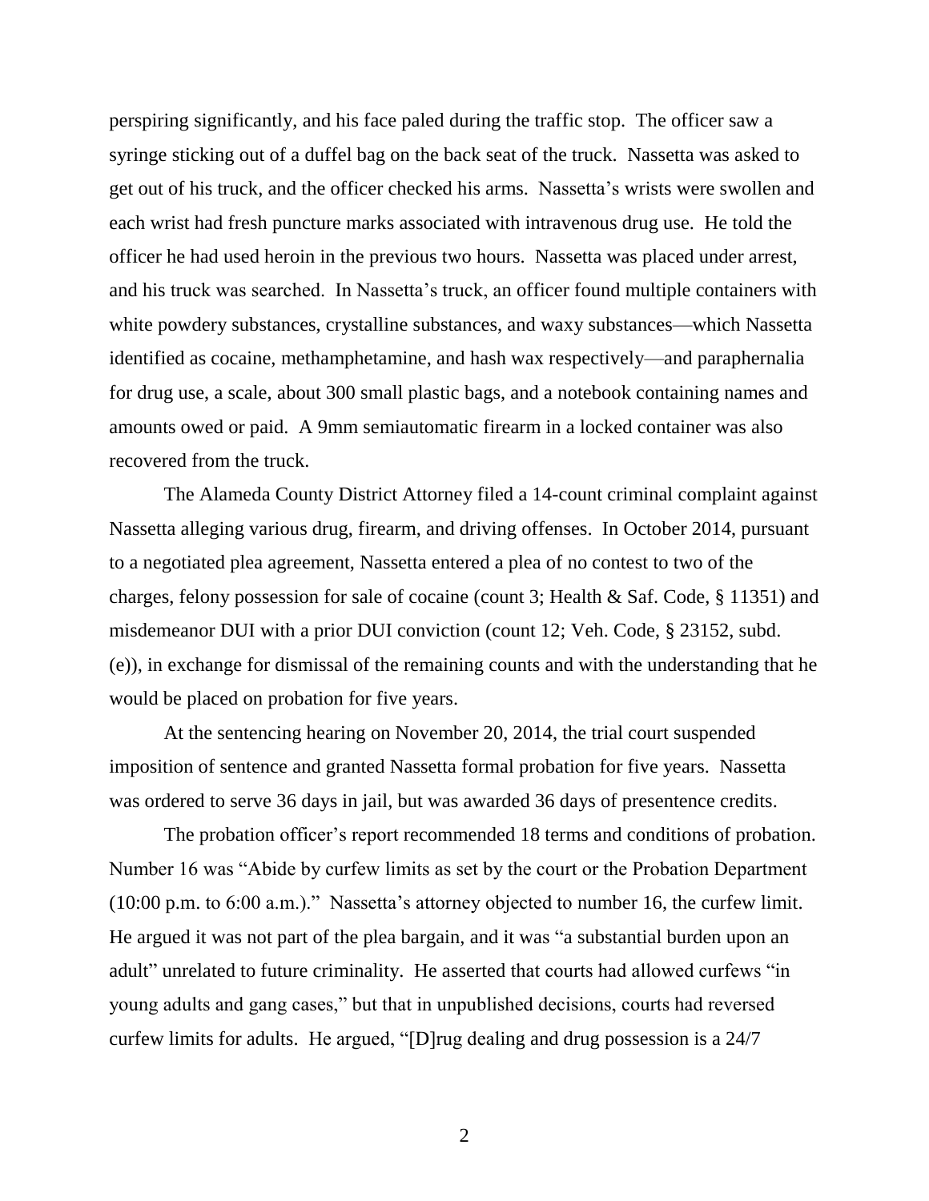perspiring significantly, and his face paled during the traffic stop. The officer saw a syringe sticking out of a duffel bag on the back seat of the truck. Nassetta was asked to get out of his truck, and the officer checked his arms. Nassetta's wrists were swollen and each wrist had fresh puncture marks associated with intravenous drug use. He told the officer he had used heroin in the previous two hours. Nassetta was placed under arrest, and his truck was searched. In Nassetta's truck, an officer found multiple containers with white powdery substances, crystalline substances, and waxy substances—which Nassetta identified as cocaine, methamphetamine, and hash wax respectively—and paraphernalia for drug use, a scale, about 300 small plastic bags, and a notebook containing names and amounts owed or paid. A 9mm semiautomatic firearm in a locked container was also recovered from the truck.

The Alameda County District Attorney filed a 14-count criminal complaint against Nassetta alleging various drug, firearm, and driving offenses. In October 2014, pursuant to a negotiated plea agreement, Nassetta entered a plea of no contest to two of the charges, felony possession for sale of cocaine (count 3; Health & Saf. Code, § 11351) and misdemeanor DUI with a prior DUI conviction (count 12; Veh. Code, § 23152, subd. (e)), in exchange for dismissal of the remaining counts and with the understanding that he would be placed on probation for five years.

At the sentencing hearing on November 20, 2014, the trial court suspended imposition of sentence and granted Nassetta formal probation for five years. Nassetta was ordered to serve 36 days in jail, but was awarded 36 days of presentence credits.

The probation officer's report recommended 18 terms and conditions of probation. Number 16 was "Abide by curfew limits as set by the court or the Probation Department (10:00 p.m. to 6:00 a.m.)." Nassetta's attorney objected to number 16, the curfew limit. He argued it was not part of the plea bargain, and it was "a substantial burden upon an adult" unrelated to future criminality. He asserted that courts had allowed curfews "in young adults and gang cases," but that in unpublished decisions, courts had reversed curfew limits for adults. He argued, "[D]rug dealing and drug possession is a 24/7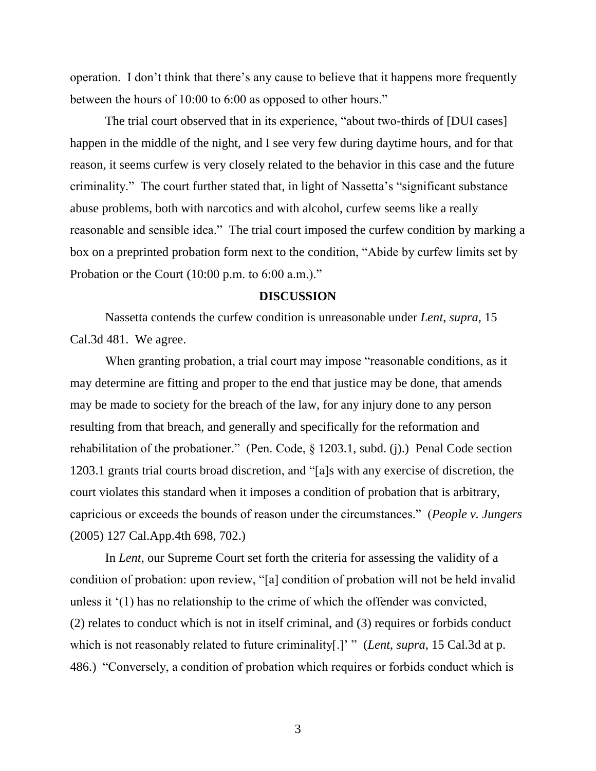operation. I don't think that there's any cause to believe that it happens more frequently between the hours of 10:00 to 6:00 as opposed to other hours."

The trial court observed that in its experience, "about two-thirds of [DUI cases] happen in the middle of the night, and I see very few during daytime hours, and for that reason, it seems curfew is very closely related to the behavior in this case and the future criminality." The court further stated that, in light of Nassetta's "significant substance abuse problems, both with narcotics and with alcohol, curfew seems like a really reasonable and sensible idea." The trial court imposed the curfew condition by marking a box on a preprinted probation form next to the condition, "Abide by curfew limits set by Probation or the Court (10:00 p.m. to 6:00 a.m.)."

## DISCUSSION

Nassetta contends the curfew condition is unreasonable under *Lent*, *supra*, 15 Cal.3d 481. We agree.

When granting probation, a trial court may impose "reasonable conditions, as it may determine are fitting and proper to the end that justice may be done, that amends may be made to society for the breach of the law, for any injury done to any person resulting from that breach, and generally and specifically for the reformation and rehabilitation of the probationer." (Pen. Code, § 1203.1, subd. (j).) Penal Code section 1203.1 grants trial courts broad discretion, and "[a]s with any exercise of discretion, the court violates this standard when it imposes a condition of probation that is arbitrary, capricious or exceeds the bounds of reason under the circumstances." (*People v. Jungers* (2005) 127 Cal.App.4th 698, 702.)

In *Lent*, our Supreme Court set forth the criteria for assessing the validity of a condition of probation: upon review, "[a] condition of probation will not be held invalid unless it '(1) has no relationship to the crime of which the offender was convicted, (2) relates to conduct which is not in itself criminal, and (3) requires or forbids conduct which is not reasonably related to future criminality[.]' " (*Lent*, *supra*, 15 Cal.3d at p. 486.) "Conversely, a condition of probation which requires or forbids conduct which is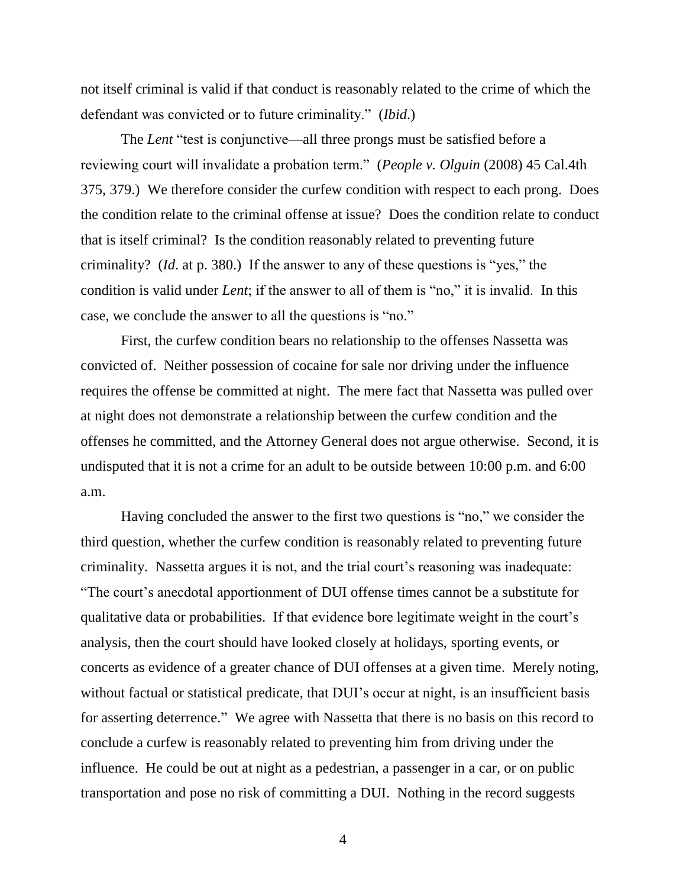not itself criminal is valid if that conduct is reasonably related to the crime of which the defendant was convicted or to future criminality." (*Ibid*.)

The *Lent* "test is conjunctive—all three prongs must be satisfied before a reviewing court will invalidate a probation term." (*People v. Olguin* (2008) 45 Cal.4th 375, 379.) We therefore consider the curfew condition with respect to each prong. Does the condition relate to the criminal offense at issue? Does the condition relate to conduct that is itself criminal? Is the condition reasonably related to preventing future criminality? (*Id*. at p. 380.) If the answer to any of these questions is "yes," the condition is valid under *Lent*; if the answer to all of them is "no," it is invalid. In this case, we conclude the answer to all the questions is "no."

First, the curfew condition bears no relationship to the offenses Nassetta was convicted of. Neither possession of cocaine for sale nor driving under the influence requires the offense be committed at night. The mere fact that Nassetta was pulled over at night does not demonstrate a relationship between the curfew condition and the offenses he committed, and the Attorney General does not argue otherwise. Second, it is undisputed that it is not a crime for an adult to be outside between 10:00 p.m. and 6:00 a.m.

Having concluded the answer to the first two questions is "no," we consider the third question, whether the curfew condition is reasonably related to preventing future criminality. Nassetta argues it is not, and the trial court's reasoning was inadequate: "The court's anecdotal apportionment of DUI offense times cannot be a substitute for qualitative data or probabilities. If that evidence bore legitimate weight in the court's analysis, then the court should have looked closely at holidays, sporting events, or concerts as evidence of a greater chance of DUI offenses at a given time. Merely noting, without factual or statistical predicate, that DUI's occur at night, is an insufficient basis for asserting deterrence." We agree with Nassetta that there is no basis on this record to conclude a curfew is reasonably related to preventing him from driving under the influence. He could be out at night as a pedestrian, a passenger in a car, or on public transportation and pose no risk of committing a DUI. Nothing in the record suggests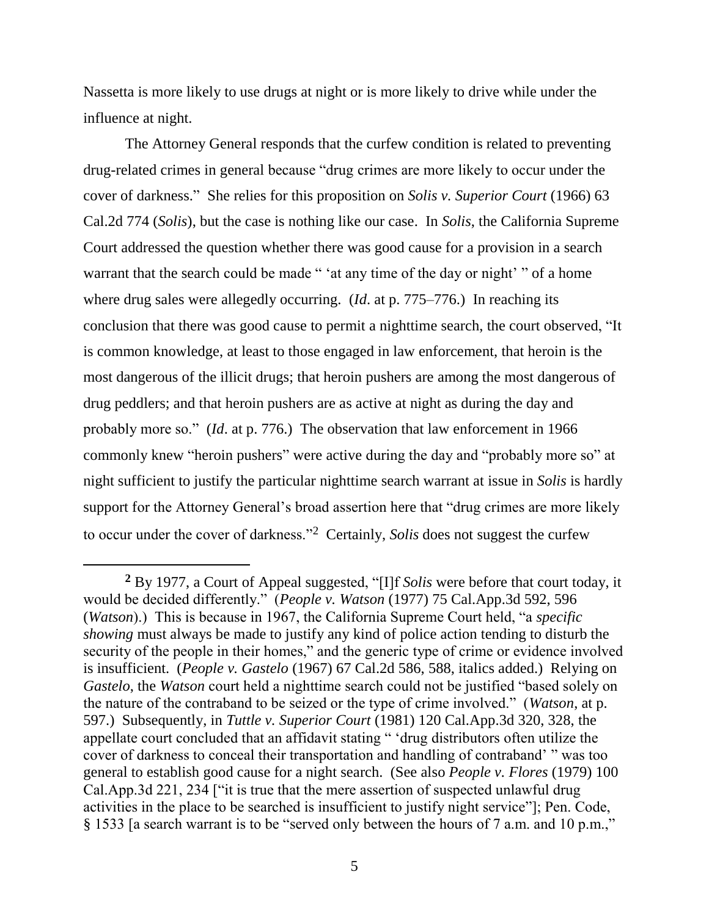Nassetta is more likely to use drugs at night or is more likely to drive while under the influence at night.

The Attorney General responds that the curfew condition is related to preventing drug-related crimes in general because "drug crimes are more likely to occur under the cover of darkness." She relies for this proposition on *Solis v. Superior Court* (1966) 63 Cal.2d 774 (*Solis*), but the case is nothing like our case. In *Solis*, the California Supreme Court addressed the question whether there was good cause for a provision in a search warrant that the search could be made " 'at any time of the day or night' " of a home where drug sales were allegedly occurring. (*Id*. at p. 775–776.) In reaching its conclusion that there was good cause to permit a nighttime search, the court observed, "It is common knowledge, at least to those engaged in law enforcement, that heroin is the most dangerous of the illicit drugs; that heroin pushers are among the most dangerous of drug peddlers; and that heroin pushers are as active at night as during the day and probably more so." (*Id*. at p. 776.) The observation that law enforcement in 1966 commonly knew "heroin pushers" were active during the day and "probably more so" at night sufficient to justify the particular nighttime search warrant at issue in *Solis* is hardly support for the Attorney General's broad assertion here that "drug crimes are more likely to occur under the cover of darkness."[2] Certainly, *Solis* does not suggest the curfew

---

[2] By 1977, a Court of Appeal suggested, "[I]f *Solis* were before that court today, it would be decided differently." (*People v. Watson* (1977) 75 Cal.App.3d 592, 596 (*Watson*).) This is because in 1967, the California Supreme Court held, "a *specific showing* must always be made to justify any kind of police action tending to disturb the security of the people in their homes," and the generic type of crime or evidence involved is insufficient. (*People v. Gastelo* (1967) 67 Cal.2d 586, 588, italics added.) Relying on *Gastelo*, the *Watson* court held a nighttime search could not be justified "based solely on the nature of the contraband to be seized or the type of crime involved." (*Watson*, at p. 597.) Subsequently, in *Tuttle v. Superior Court* (1981) 120 Cal.App.3d 320, 328, the appellate court concluded that an affidavit stating " 'drug distributors often utilize the cover of darkness to conceal their transportation and handling of contraband' " was too general to establish good cause for a night search. (See also *People v. Flores* (1979) 100 Cal.App.3d 221, 234 ["it is true that the mere assertion of suspected unlawful drug activities in the place to be searched is insufficient to justify night service"]; Pen. Code, § 1533 [a search warrant is to be "served only between the hours of 7 a.m. and 10 p.m.,"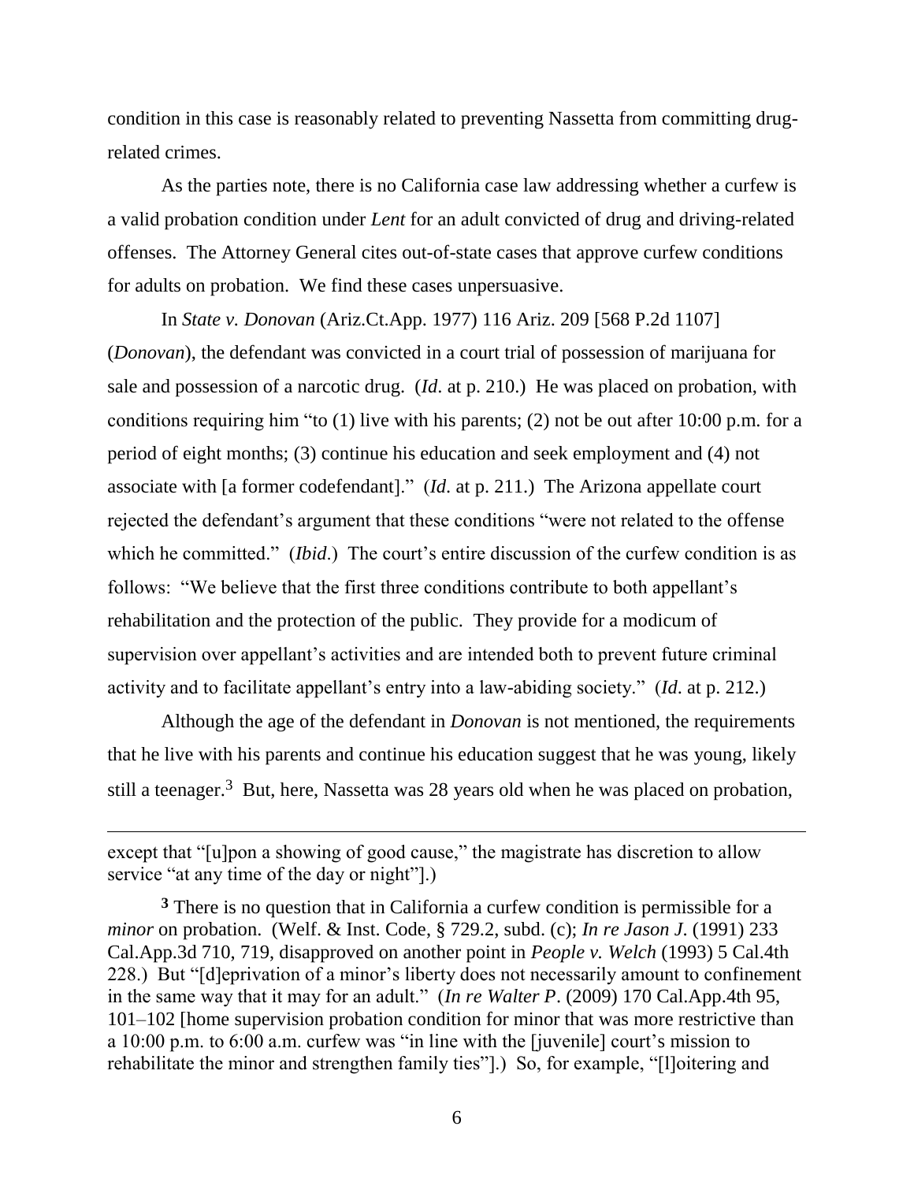condition in this case is reasonably related to preventing Nassetta from committing drug-related crimes.

As the parties note, there is no California case law addressing whether a curfew is a valid probation condition under *Lent* for an adult convicted of drug and driving-related offenses. The Attorney General cites out-of-state cases that approve curfew conditions for adults on probation. We find these cases unpersuasive.

In *State v. Donovan* (Ariz.Ct.App. 1977) 116 Ariz. 209 [568 P.2d 1107] (*Donovan*), the defendant was convicted in a court trial of possession of marijuana for sale and possession of a narcotic drug. (*Id*. at p. 210.) He was placed on probation, with conditions requiring him "to (1) live with his parents; (2) not be out after 10:00 p.m. for a period of eight months; (3) continue his education and seek employment and (4) not associate with [a former codefendant]." (*Id*. at p. 211.) The Arizona appellate court rejected the defendant's argument that these conditions "were not related to the offense which he committed." (*Ibid*.) The court's entire discussion of the curfew condition is as follows: "We believe that the first three conditions contribute to both appellant's rehabilitation and the protection of the public. They provide for a modicum of supervision over appellant's activities and are intended both to prevent future criminal activity and to facilitate appellant's entry into a law-abiding society." (*Id*. at p. 212.)

Although the age of the defendant in *Donovan* is not mentioned, the requirements that he live with his parents and continue his education suggest that he was young, likely still a teenager.[3] But, here, Nassetta was 28 years old when he was placed on probation,

---

except that "[u]pon a showing of good cause," the magistrate has discretion to allow service "at any time of the day or night"].)

[3] There is no question that in California a curfew condition is permissible for a *minor* on probation. (Welf. & Inst. Code, § 729.2, subd. (c); *In re Jason J*. (1991) 233 Cal.App.3d 710, 719, disapproved on another point in *People v. Welch* (1993) 5 Cal.4th 228.) But "[d]eprivation of a minor's liberty does not necessarily amount to confinement in the same way that it may for an adult." (*In re Walter P*. (2009) 170 Cal.App.4th 95, 101–102 [home supervision probation condition for minor that was more restrictive than a 10:00 p.m. to 6:00 a.m. curfew was "in line with the [juvenile] court's mission to rehabilitate the minor and strengthen family ties"].) So, for example, "[l]oitering and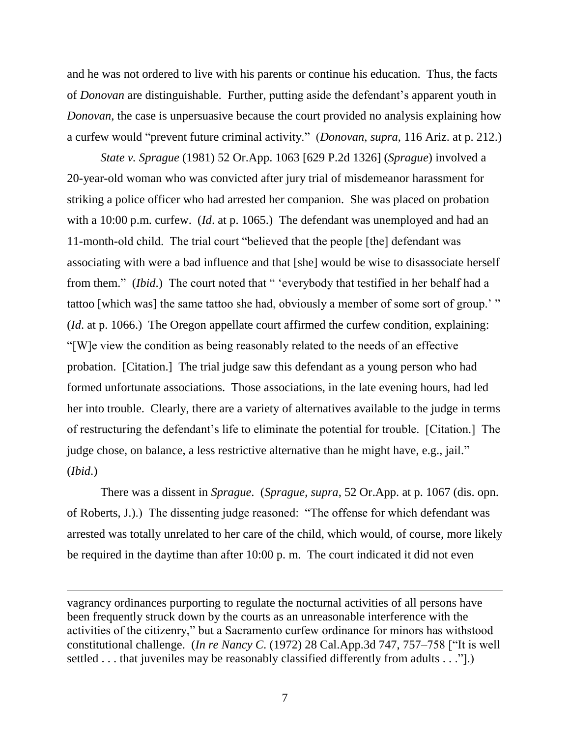and he was not ordered to live with his parents or continue his education. Thus, the facts of *Donovan* are distinguishable. Further, putting aside the defendant's apparent youth in *Donovan*, the case is unpersuasive because the court provided no analysis explaining how a curfew would "prevent future criminal activity." (*Donovan*, *supra*, 116 Ariz. at p. 212.)

*State v. Sprague* (1981) 52 Or.App. 1063 [629 P.2d 1326] (*Sprague*) involved a 20-year-old woman who was convicted after jury trial of misdemeanor harassment for striking a police officer who had arrested her companion. She was placed on probation with a 10:00 p.m. curfew. (*Id*. at p. 1065.) The defendant was unemployed and had an 11-month-old child. The trial court "believed that the people [the] defendant was associating with were a bad influence and that [she] would be wise to disassociate herself from them." (*Ibid*.) The court noted that " 'everybody that testified in her behalf had a tattoo [which was] the same tattoo she had, obviously a member of some sort of group.' " (*Id*. at p. 1066.) The Oregon appellate court affirmed the curfew condition, explaining: "[W]e view the condition as being reasonably related to the needs of an effective probation. [Citation.] The trial judge saw this defendant as a young person who had formed unfortunate associations. Those associations, in the late evening hours, had led her into trouble. Clearly, there are a variety of alternatives available to the judge in terms of restructuring the defendant's life to eliminate the potential for trouble. [Citation.] The judge chose, on balance, a less restrictive alternative than he might have, e.g., jail." (*Ibid*.)

There was a dissent in *Sprague*. (*Sprague*, *supra*, 52 Or.App. at p. 1067 (dis. opn. of Roberts, J.).) The dissenting judge reasoned: "The offense for which defendant was arrested was totally unrelated to her care of the child, which would, of course, more likely be required in the daytime than after 10:00 p. m. The court indicated it did not even

---

vagrancy ordinances purporting to regulate the nocturnal activities of all persons have been frequently struck down by the courts as an unreasonable interference with the activities of the citizenry," but a Sacramento curfew ordinance for minors has withstood constitutional challenge. (*In re Nancy C*. (1972) 28 Cal.App.3d 747, 757–758 ["It is well settled . . . that juveniles may be reasonably classified differently from adults . . ."].)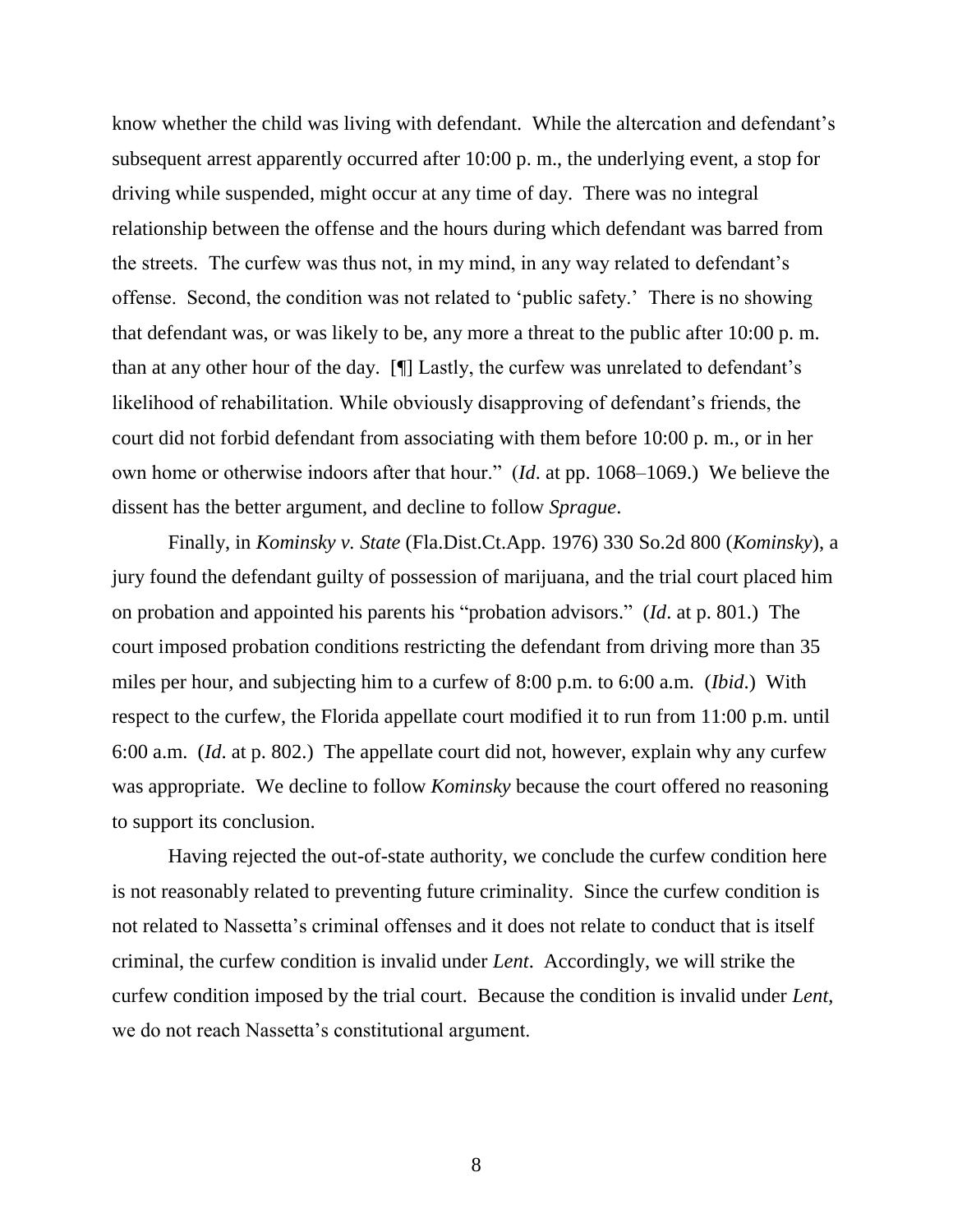know whether the child was living with defendant. While the altercation and defendant's subsequent arrest apparently occurred after 10:00 p. m., the underlying event, a stop for driving while suspended, might occur at any time of day. There was no integral relationship between the offense and the hours during which defendant was barred from the streets. The curfew was thus not, in my mind, in any way related to defendant's offense. Second, the condition was not related to 'public safety.' There is no showing that defendant was, or was likely to be, any more a threat to the public after 10:00 p. m. than at any other hour of the day. [¶] Lastly, the curfew was unrelated to defendant's likelihood of rehabilitation. While obviously disapproving of defendant's friends, the court did not forbid defendant from associating with them before 10:00 p. m., or in her own home or otherwise indoors after that hour." (*Id*. at pp. 1068–1069.) We believe the dissent has the better argument, and decline to follow *Sprague*.

Finally, in *Kominsky v. State* (Fla.Dist.Ct.App. 1976) 330 So.2d 800 (*Kominsky*), a jury found the defendant guilty possession of marijuana, and the trial court placed him on probation and appointed his parents his "probation advisors." (*Id*. at p. 801.) The court imposed probation conditions restricting the defendant from driving more than 35 miles per hour, and subjecting him to a curfew of 8:00 p.m. to 6:00 a.m. (*Ibid*.) With respect to the curfew, the Florida appellate court modified it to run from 11:00 p.m. until 6:00 a.m. (*Id*. at p. 802.) The appellate court did not, however, explain why any curfew was appropriate. We decline to follow *Kominsky* because the court offered no reasoning to support its conclusion.

Having rejected the out-of-state authority, we conclude the curfew condition here is not reasonably related to preventing future criminality. Since the curfew condition is not related to Nassetta's criminal offenses and it does not relate to conduct that is itself criminal, the curfew condition is invalid under *Lent*. Accordingly, we will strike the curfew condition imposed by the trial court. Because the condition is invalid under *Lent*, we do not reach Nassetta's constitutional argument.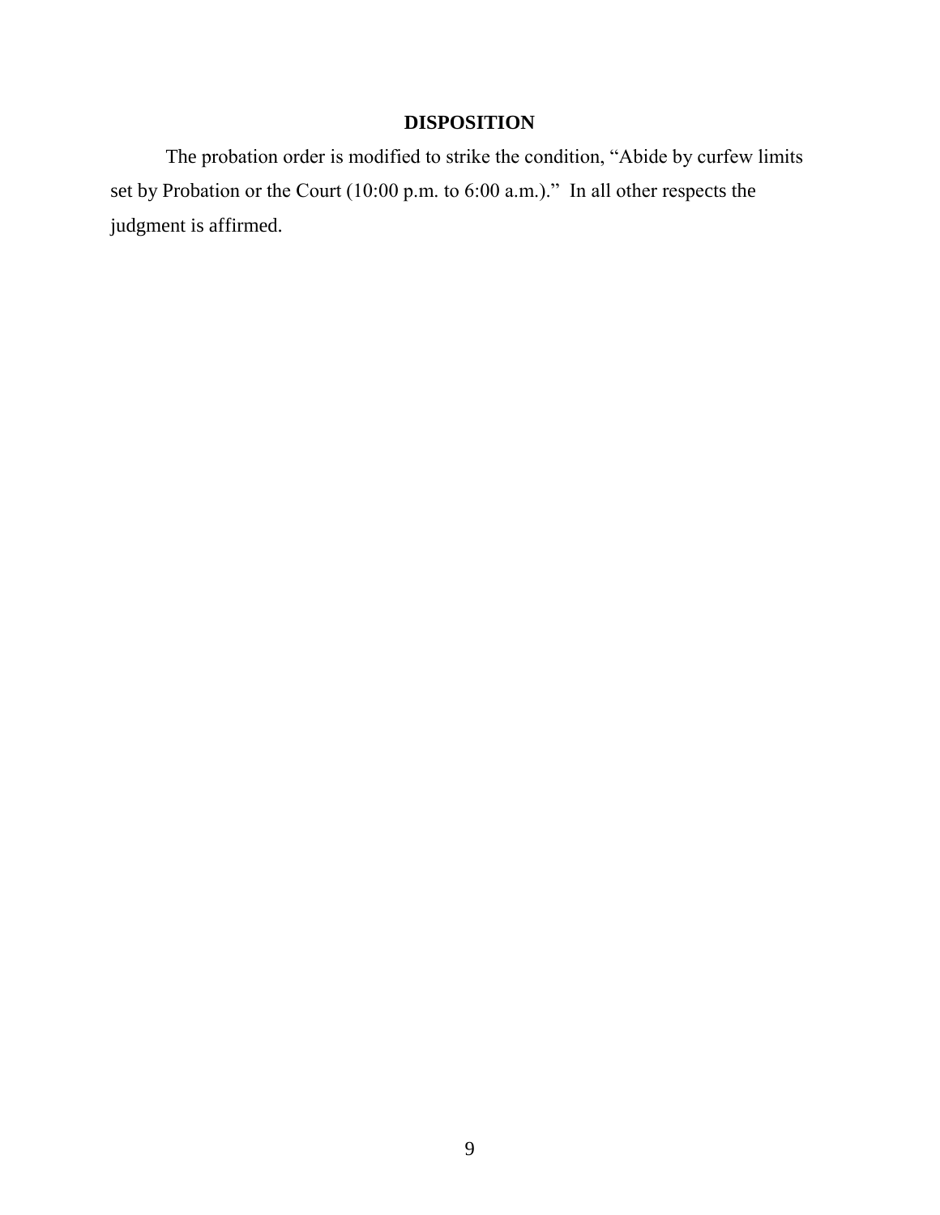## DISPOSITION

The probation order is modified to strike the condition, "Abide by curfew limits set by Probation or the Court (10:00 p.m. to 6:00 a.m.)." In all other respects the judgment is affirmed.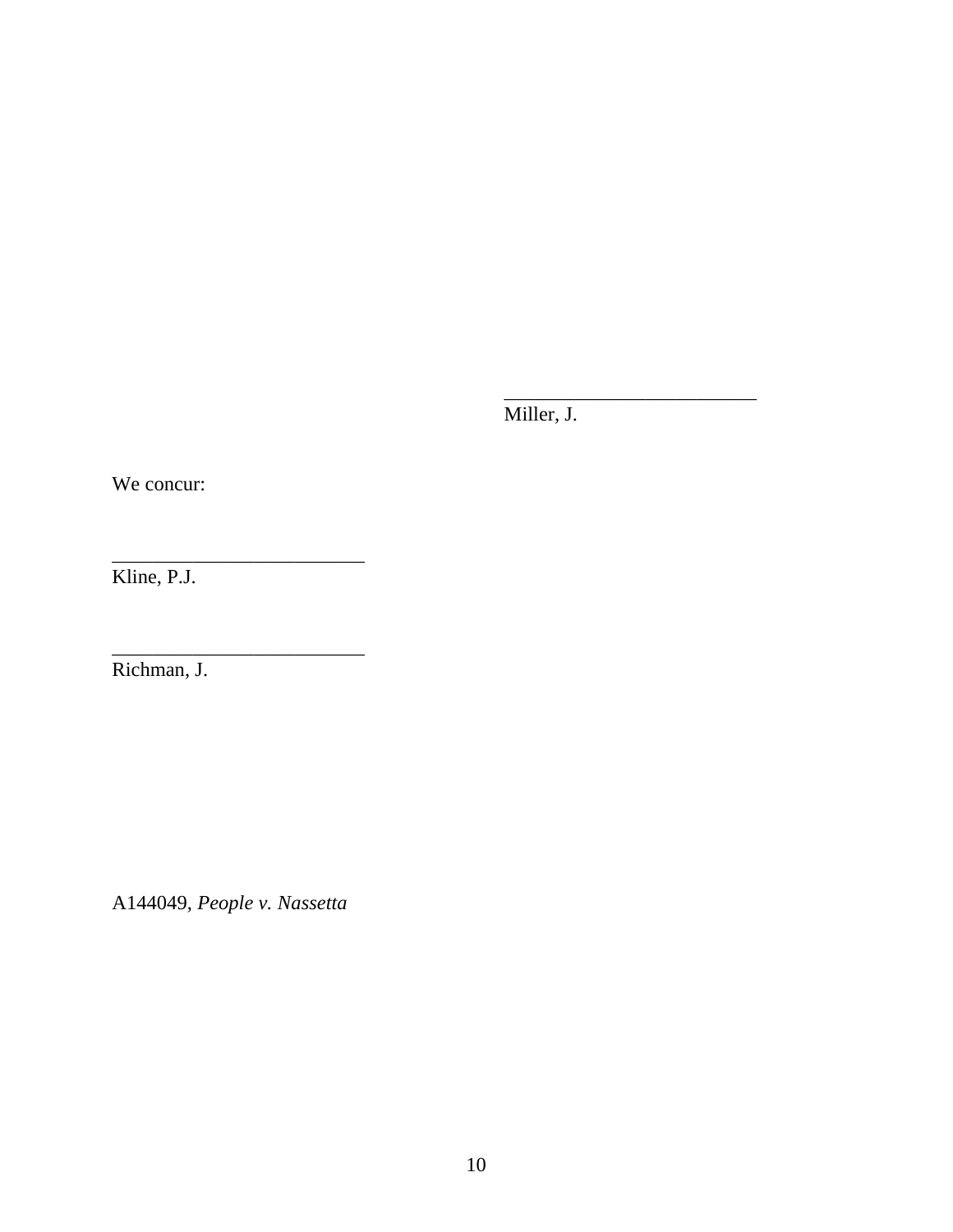_________________________
Miller, J.

We concur:

_________________________
Kline, P.J.

_________________________
Richman, J.

A144049, *People v. Nassetta*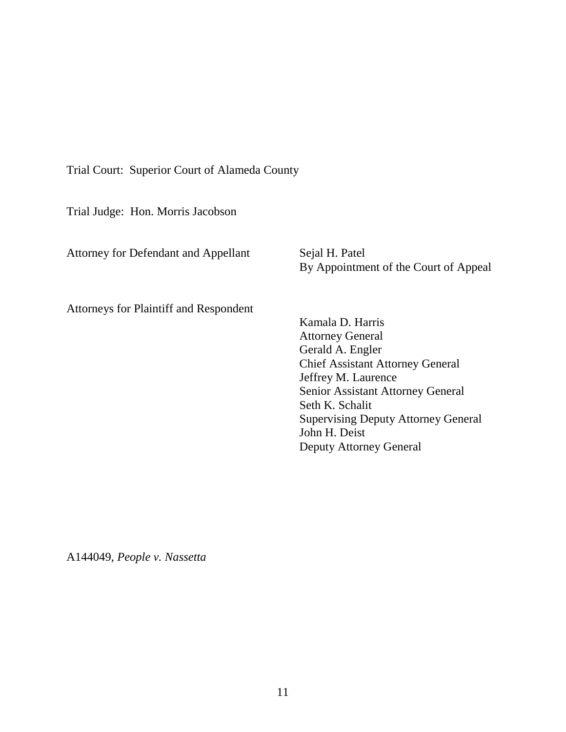Trial Court: Superior Court of Alameda County

Trial Judge: Hon. Morris Jacobson

| | |
|---|---|
| Attorney for Defendant and Appellant | Sejal H. Patel<br>By Appointment of the Court of Appeal |
| Attorneys for Plaintiff and Respondent | Kamala D. Harris<br>Attorney General<br>Gerald A. Engler<br>Chief Assistant Attorney General<br>Jeffrey M. Laurence<br>Senior Assistant Attorney General<br>Seth K. Schalit<br>Supervising Deputy Attorney General<br>John H. Deist<br>Deputy Attorney General |

A144049, *People v. Nassetta*